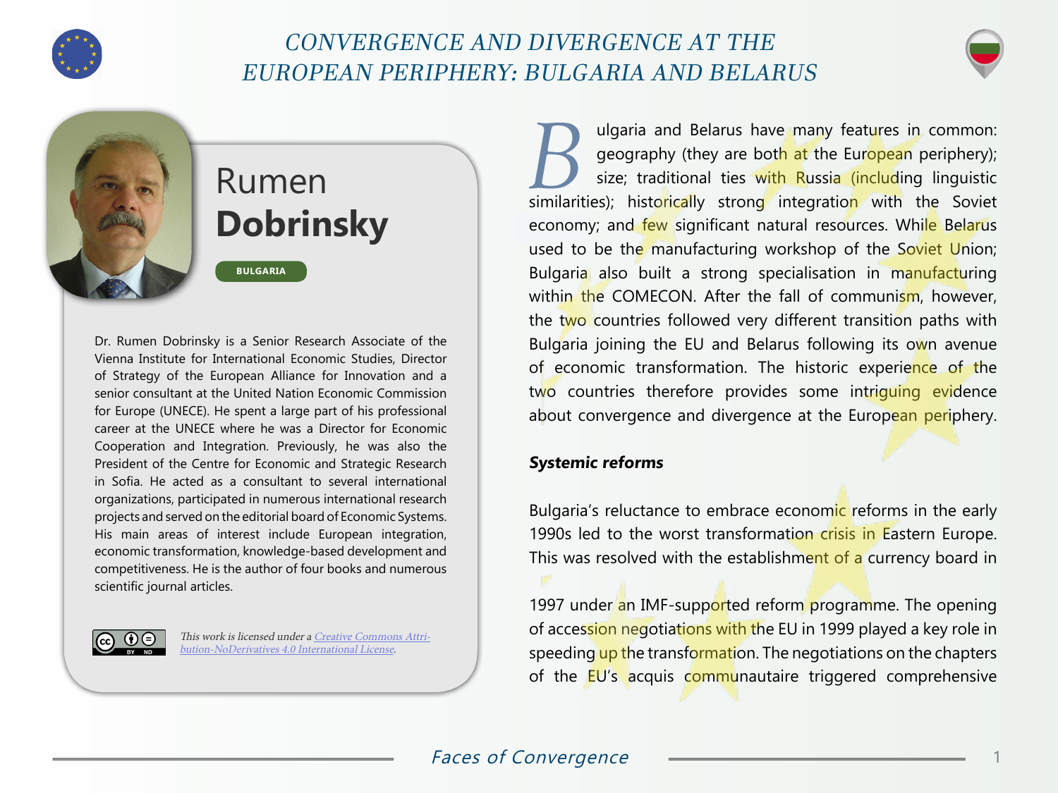# CONVERGENCE AND DIVERGENCE AT THE EUROPEAN PERIPHERY: BULGARIA AND BELARUS

## Rumen **Dobrinsky**

BULGARIA

Dr. Rumen Dobrinsky is a Senior Research Associate of the Vienna Institute for International Economic Studies, Director of Strategy of the European Alliance for Innovation and a senior consultant at the United Nation Economic Commission for Europe (UNECE). He spent a large part of his professional career at the UNECE where he was a Director for Economic Cooperation and Integration. Previously, he was also the President of the Centre for Economic and Strategic Research in Sofia. He acted as a consultant to several international organizations, participated in numerous international research projects and served on the editorial board of Economic Systems. His main areas of interest include European integration, economic transformation, knowledge-based development and competitiveness. He is the author of four books and numerous scientific journal articles.

*This work is licensed under a Creative Commons Attribution-NoDerivatives 4.0 International License.*

Bulgaria and Belarus have many features in common: geography (they are both at the European periphery); size; traditional ties with Russia (including linguistic similarities); historically strong integration with the Soviet economy; and few significant natural resources. While Belarus used to be the manufacturing workshop of the Soviet Union; Bulgaria also built a strong specialisation in manufacturing within the COMECON. After the fall of communism, however, the two countries followed very different transition paths with Bulgaria joining the EU and Belarus following its own avenue of economic transformation. The historic experience of the two countries therefore provides some intriguing evidence about convergence and divergence at the European periphery.

### *Systemic reforms*

Bulgaria's reluctance to embrace economic reforms in the early 1990s led to the worst transformation crisis in Eastern Europe. This was resolved with the establishment of a currency board in 1997 under an IMF-supported reform programme. The opening of accession negotiations with the EU in 1999 played a key role in speeding up the transformation. The negotiations on the chapters of the EU's acquis communautaire triggered comprehensive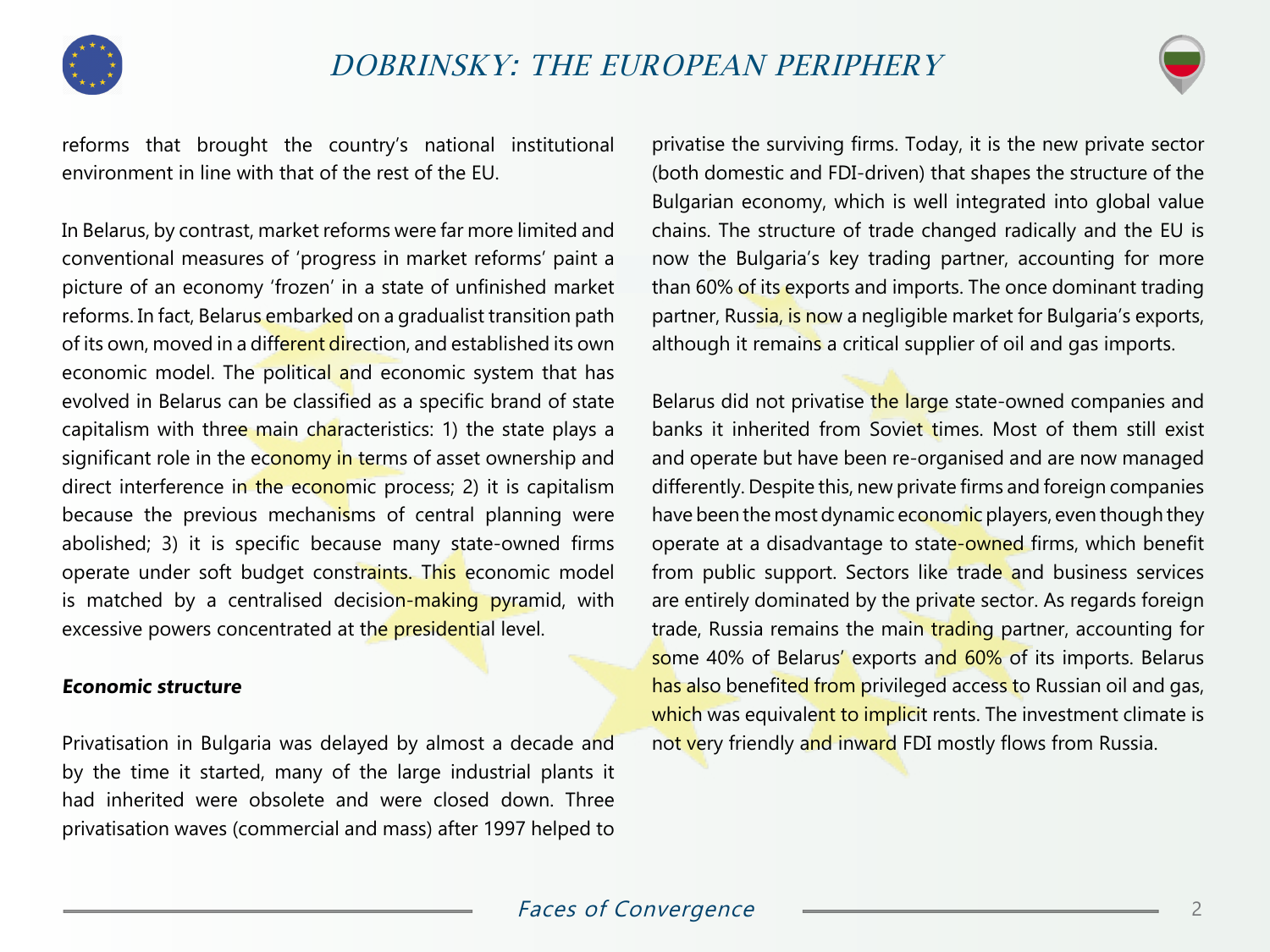reforms that brought the country's national institutional environment in line with that of the rest of the EU.

In Belarus, by contrast, market reforms were far more limited and conventional measures of 'progress in market reforms' paint a picture of an economy 'frozen' in a state of unfinished market reforms. In fact, Belarus embarked on a gradualist transition path of its own, moved in a different direction, and established its own economic model. The political and economic system that has evolved in Belarus can be classified as a specific brand of state capitalism with three main characteristics: 1) the state plays a significant role in the economy in terms of asset ownership and direct interference in the economic process; 2) it is capitalism because the previous mechanisms of central planning were abolished; 3) it is specific because many state-owned firms operate under soft budget constraints. This economic model is matched by a centralised decision-making pyramid, with excessive powers concentrated at the presidential level.

***Economic structure***

Privatisation in Bulgaria was delayed by almost a decade and by the time it started, many of the large industrial plants it had inherited were obsolete and were closed down. Three privatisation waves (commercial and mass) after 1997 helped to privatise the surviving firms. Today, it is the new private sector (both domestic and FDI-driven) that shapes the structure of the Bulgarian economy, which is well integrated into global value chains. The structure of trade changed radically and the EU is now the Bulgaria's key trading partner, accounting for more than 60% of its exports and imports. The once dominant trading partner, Russia, is now a negligible market for Bulgaria's exports, although it remains a critical supplier of oil and gas imports.

Belarus did not privatise the large state-owned companies and banks it inherited from Soviet times. Most of them still exist and operate but have been re-organised and are now managed differently. Despite this, new private firms and foreign companies have been the most dynamic economic players, even though they operate at a disadvantage to state-owned firms, which benefit from public support. Sectors like trade and business services are entirely dominated by the private sector. As regards foreign trade, Russia remains the main trading partner, accounting for some 40% of Belarus' exports and 60% of its imports. Belarus has also benefited from privileged access to Russian oil and gas, which was equivalent to implicit rents. The investment climate is not very friendly and inward FDI mostly flows from Russia.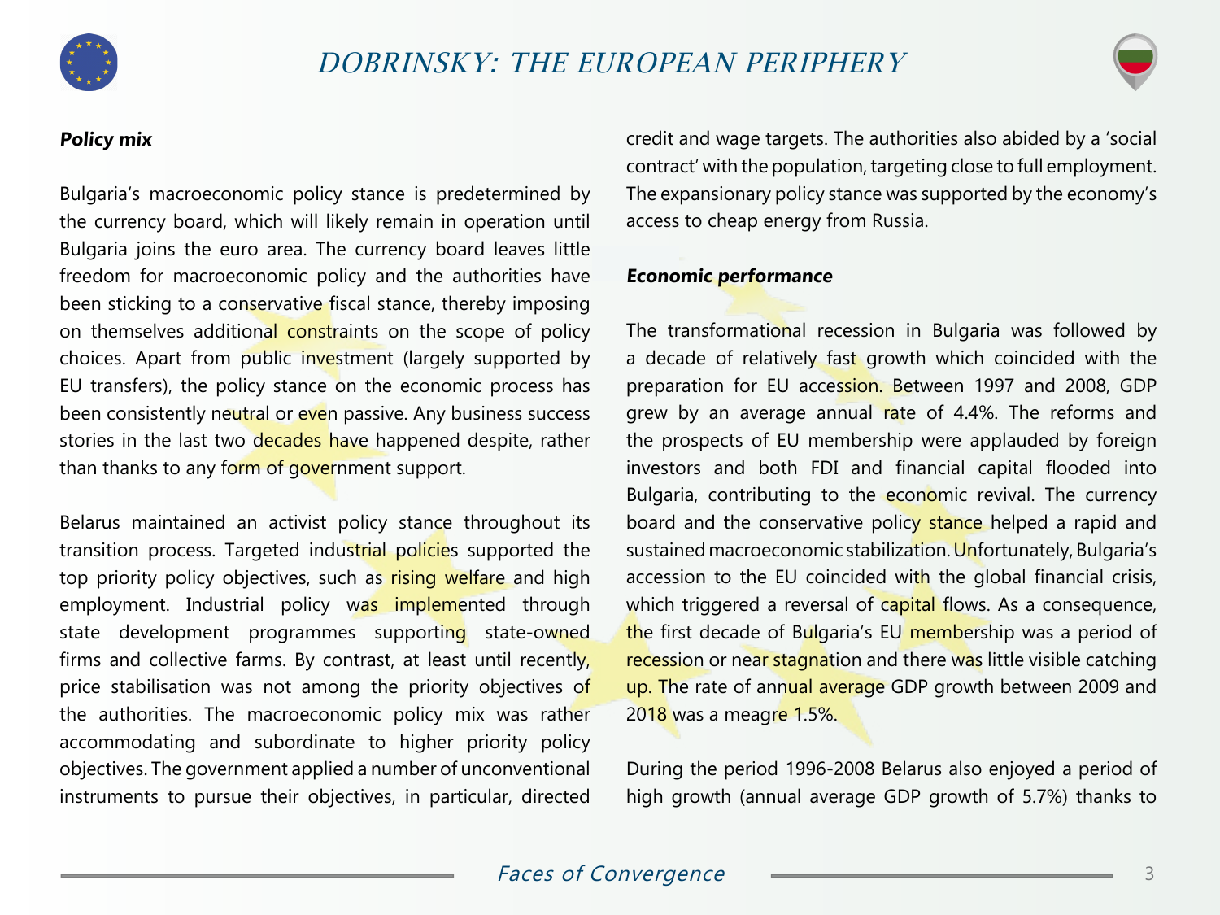### *Policy mix*

Bulgaria's macroeconomic policy stance is predetermined by the currency board, which will likely remain in operation until Bulgaria joins the euro area. The currency board leaves little freedom for macroeconomic policy and the authorities have been sticking to a conservative fiscal stance, thereby imposing on themselves additional constraints on the scope of policy choices. Apart from public investment (largely supported by EU transfers), the policy stance on the economic process has been consistently neutral or even passive. Any business success stories in the last two decades have happened despite, rather than thanks to any form of government support.

Belarus maintained an activist policy stance throughout its transition process. Targeted industrial policies supported the top priority policy objectives, such as rising welfare and high employment. Industrial policy was implemented through state development programmes supporting state-owned firms and collective farms. By contrast, at least until recently, price stabilisation was not among the priority objectives of the authorities. The macroeconomic policy mix was rather accommodating and subordinate to higher priority policy objectives. The government applied a number of unconventional instruments to pursue their objectives, in particular, directed credit and wage targets. The authorities also abided by a 'social contract' with the population, targeting close to full employment. The expansionary policy stance was supported by the economy's access to cheap energy from Russia.

### *Economic performance*

The transformational recession in Bulgaria was followed by a decade of relatively fast growth which coincided with the preparation for EU accession. Between 1997 and 2008, GDP grew by an average annual rate of 4.4%. The reforms and the prospects of EU membership were applauded by foreign investors and both FDI and financial capital flooded into Bulgaria, contributing to the economic revival. The currency board and the conservative policy stance helped a rapid and sustained macroeconomic stabilization. Unfortunately, Bulgaria's accession to the EU coincided with the global financial crisis, which triggered a reversal of capital flows. As a consequence, the first decade of Bulgaria's EU membership was a period of recession or near stagnation and there was little visible catching up. The rate of annual average GDP growth between 2009 and 2018 was a meagre 1.5%.

During the period 1996-2008 Belarus also enjoyed a period of high growth (annual average GDP growth of 5.7%) thanks to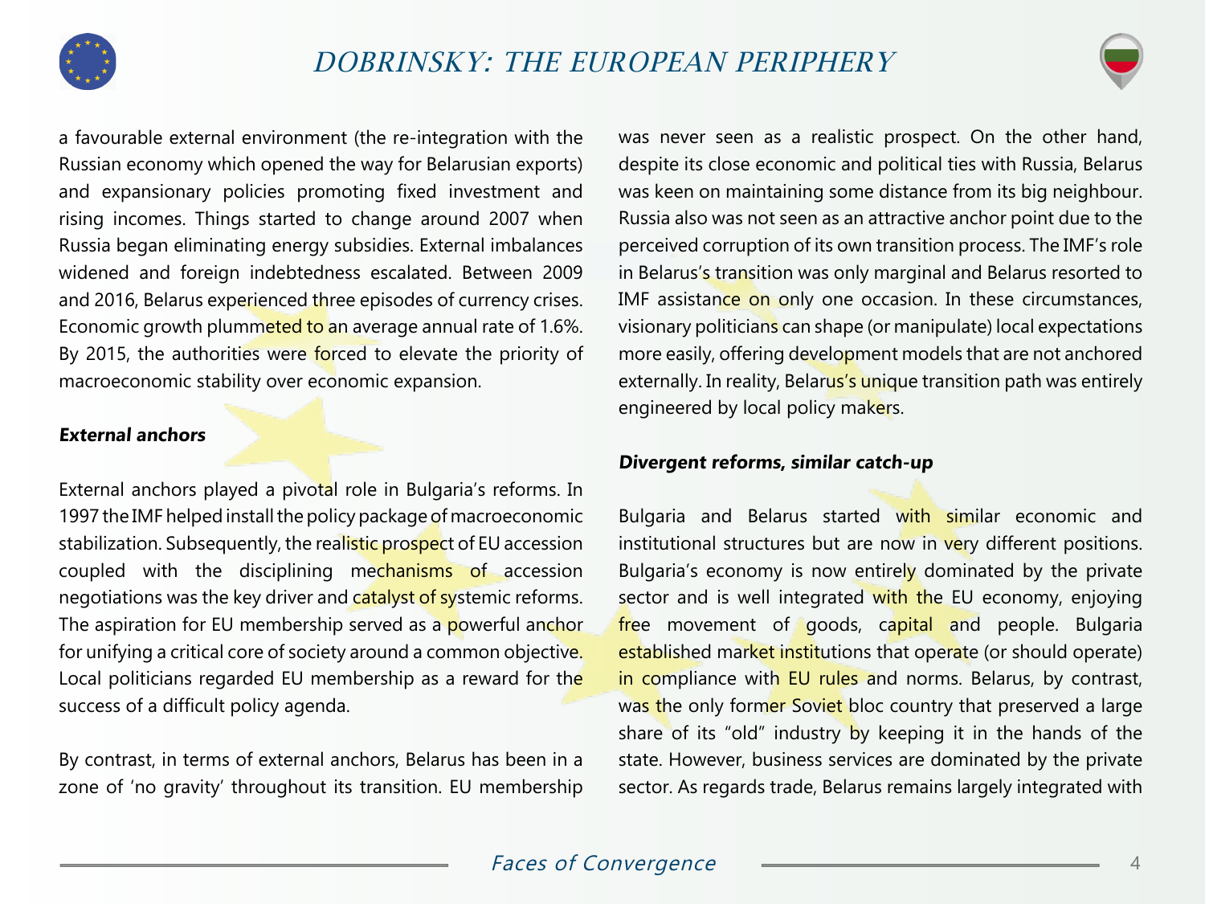a favourable external environment (the re-integration with the Russian economy which opened the way for Belarusian exports) and expansionary policies promoting fixed investment and rising incomes. Things started to change around 2007 when Russia began eliminating energy subsidies. External imbalances widened and foreign indebtedness escalated. Between 2009 and 2016, Belarus experienced three episodes of currency crises. Economic growth plummeted to an average annual rate of 1.6%. By 2015, the authorities were forced to elevate the priority of macroeconomic stability over economic expansion.

***External anchors***

External anchors played a pivotal role in Bulgaria's reforms. In 1997 the IMF helped install the policy package of macroeconomic stabilization. Subsequently, the realistic prospect of EU accession coupled with the disciplining mechanisms of accession negotiations was the key driver and catalyst of systemic reforms. The aspiration for EU membership served as a powerful anchor for unifying a critical core of society around a common objective. Local politicians regarded EU membership as a reward for the success of a difficult policy agenda.

By contrast, in terms of external anchors, Belarus has been in a zone of 'no gravity' throughout its transition. EU membership was never seen as a realistic prospect. On the other hand, despite its close economic and political ties with Russia, Belarus was keen on maintaining some distance from its big neighbour. Russia also was not seen as an attractive anchor point due to the perceived corruption of its own transition process. The IMF's role in Belarus's transition was only marginal and Belarus resorted to IMF assistance on only one occasion. In these circumstances, visionary politicians can shape (or manipulate) local expectations more easily, offering development models that are not anchored externally. In reality, Belarus's unique transition path was entirely engineered by local policy makers.

***Divergent reforms, similar catch-up***

Bulgaria and Belarus started with similar economic and institutional structures but are now in very different positions. Bulgaria's economy is now entirely dominated by the private sector and is well integrated with the EU economy, enjoying free movement of goods, capital and people. Bulgaria established market institutions that operate (or should operate) in compliance with EU rules and norms. Belarus, by contrast, was the only former Soviet bloc country that preserved a large share of its "old" industry by keeping it in the hands of the state. However, business services are dominated by the private sector. As regards trade, Belarus remains largely integrated with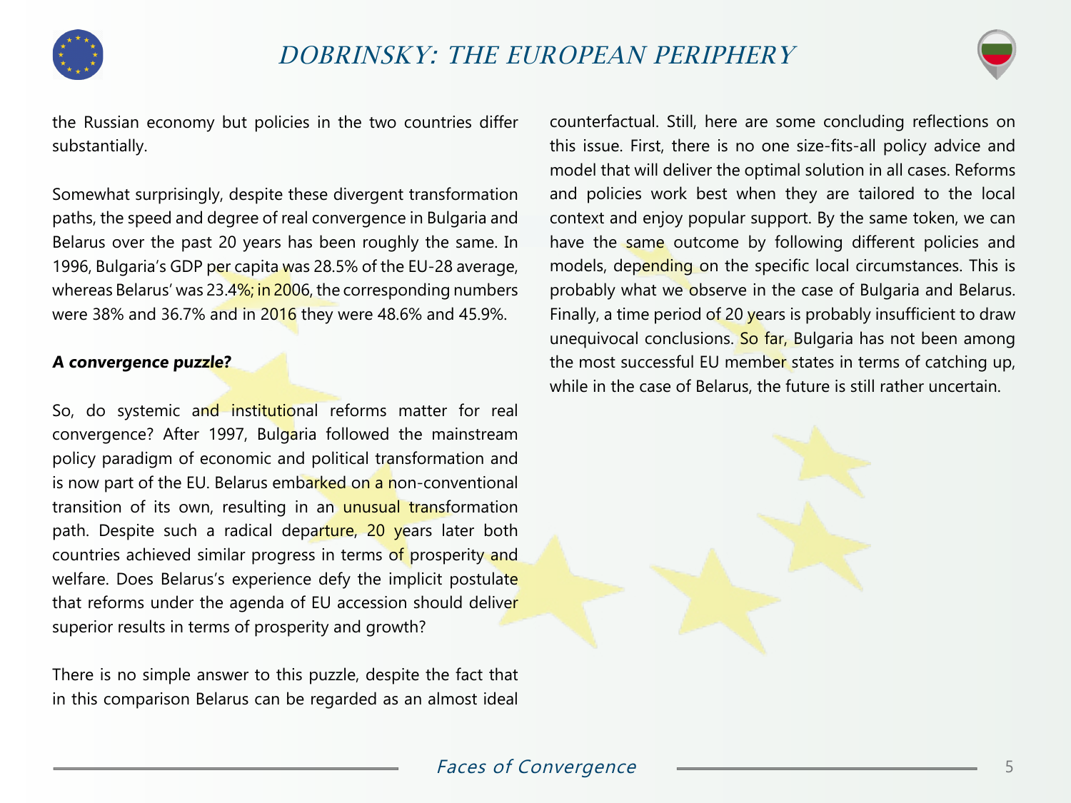the Russian economy but policies in the two countries differ substantially.

Somewhat surprisingly, despite these divergent transformation paths, the speed and degree of real convergence in Bulgaria and Belarus over the past 20 years has been roughly the same. In 1996, Bulgaria's GDP per capita was 28.5% of the EU-28 average, whereas Belarus' was 23.4%; in 2006, the corresponding numbers were 38% and 36.7% and in 2016 they were 48.6% and 45.9%.

***A convergence puzzle?***

So, do systemic and institutional reforms matter for real convergence? After 1997, Bulgaria followed the mainstream policy paradigm of economic and political transformation and is now part of the EU. Belarus embarked on a non-conventional transition of its own, resulting in an unusual transformation path. Despite such a radical departure, 20 years later both countries achieved similar progress in terms of prosperity and welfare. Does Belarus's experience defy the implicit postulate that reforms under the agenda of EU accession should deliver superior results in terms of prosperity and growth?

There is no simple answer to this puzzle, despite the fact that in this comparison Belarus can be regarded as an almost ideal counterfactual. Still, here are some concluding reflections on this issue. First, there is no one size-fits-all policy advice and model that will deliver the optimal solution in all cases. Reforms and policies work best when they are tailored to the local context and enjoy popular support. By the same token, we can have the same outcome by following different policies and models, depending on the specific local circumstances. This is probably what we observe in the case of Bulgaria and Belarus. Finally, a time period of 20 years is probably insufficient to draw unequivocal conclusions. So far, Bulgaria has not been among the most successful EU member states in terms of catching up, while in the case of Belarus, the future is still rather uncertain.